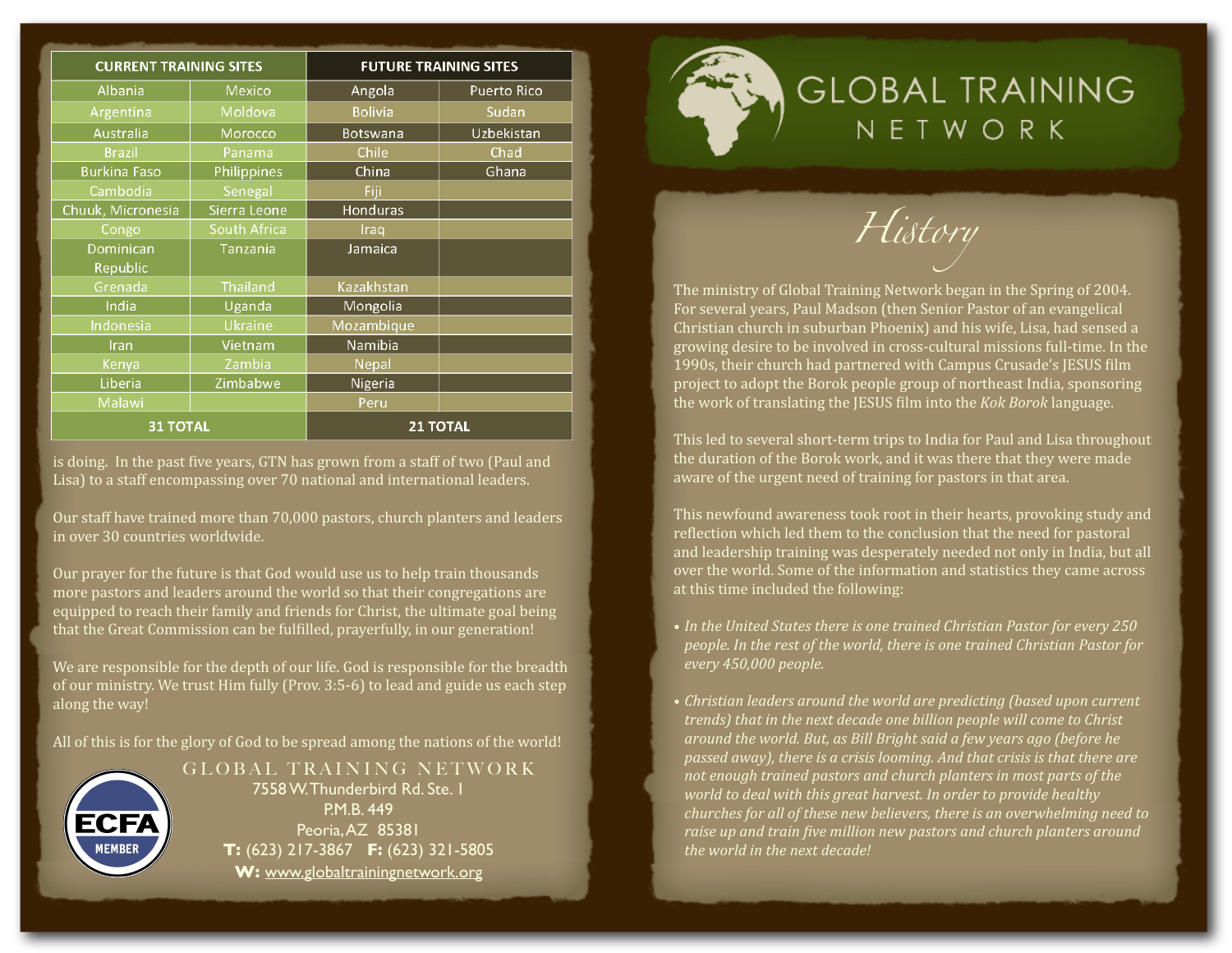| CURRENT TRAINING SITES | | FUTURE TRAINING SITES | |
|---|---|---|---|
| Albania | Mexico | Angola | Puerto Rico |
| Argentina | Moldova | Bolivia | Sudan |
| Australia | Morocco | Botswana | Uzbekistan |
| Brazil | Panama | Chile | Chad |
| Burkina Faso | Philippines | China | Ghana |
| Cambodia | Senegal | Fiji | |
| Chuuk, Micronesia | Sierra Leone | Honduras | |
| Congo | South Africa | Iraq | |
| Dominican Republic | Tanzania | Jamaica | |
| Grenada | Thailand | Kazakhstan | |
| India | Uganda | Mongolia | |
| Indonesia | Ukraine | Mozambique | |
| Iran | Vietnam | Namibia | |
| Kenya | Zambia | Nepal | |
| Liberia | Zimbabwe | Nigeria | |
| Malawi | | Peru | |
| **31 TOTAL** | | **21 TOTAL** | |

is doing. In the past five years, GTN has grown from a staff of two (Paul and Lisa) to a staff encompassing over 70 national and international leaders.

Our staff have trained more than 70,000 pastors, church planters and leaders in over 30 countries worldwide.

Our prayer for the future is that God would use us to help train thousands more pastors and leaders around the world so that their congregations are equipped to reach their family and friends for Christ, the ultimate goal being that the Great Commission can be fulfilled, prayerfully, in our generation!

We are responsible for the depth of our life. God is responsible for the breadth of our ministry. We trust Him fully (Prov. 3:5-6) to lead and guide us each step along the way!

All of this is for the glory of God to be spread among the nations of the world!

ECFA MEMBER

GLOBAL TRAINING NETWORK
7558 W. Thunderbird Rd. Ste. 1
P.M.B. 449
Peoria, AZ 85381
**T:** (623) 217-3867 **F:** (623) 321-5805
**W:** www.globaltrainingnetwork.org

# GLOBAL TRAINING NETWORK

## *History*

The ministry of Global Training Network began in the Spring of 2004. For several years, Paul Madson (then Senior Pastor of an evangelical Christian church in suburban Phoenix) and his wife, Lisa, had sensed a growing desire to be involved in cross-cultural missions full-time. In the 1990s, their church had partnered with Campus Crusade's JESUS film project to adopt the Borok people group of northeast India, sponsoring the work of translating the JESUS film into the *Kok Borok* language.

This led to several short-term trips to India for Paul and Lisa throughout the duration of the Borok work, and it was there that they were made aware of the urgent need of training for pastors in that area.

This newfound awareness took root in their hearts, provoking study and reflection which led them to the conclusion that the need for pastoral and leadership training was desperately needed not only in India, but all over the world. Some of the information and statistics they came across at this time included the following:

- *In the United States there is one trained Christian Pastor for every 250 people. In the rest of the world, there is one trained Christian Pastor for every 450,000 people.*

- *Christian leaders around the world are predicting (based upon current trends) that in the next decade one billion people will come to Christ around the world. But, as Bill Bright said a few years ago (before he passed away), there is a crisis looming. And that crisis is that there are not enough trained pastors and church planters in most parts of the world to deal with this great harvest. In order to provide healthy churches for all of these new believers, there is an overwhelming need to raise up and train five million new pastors and church planters around the world in the next decade!*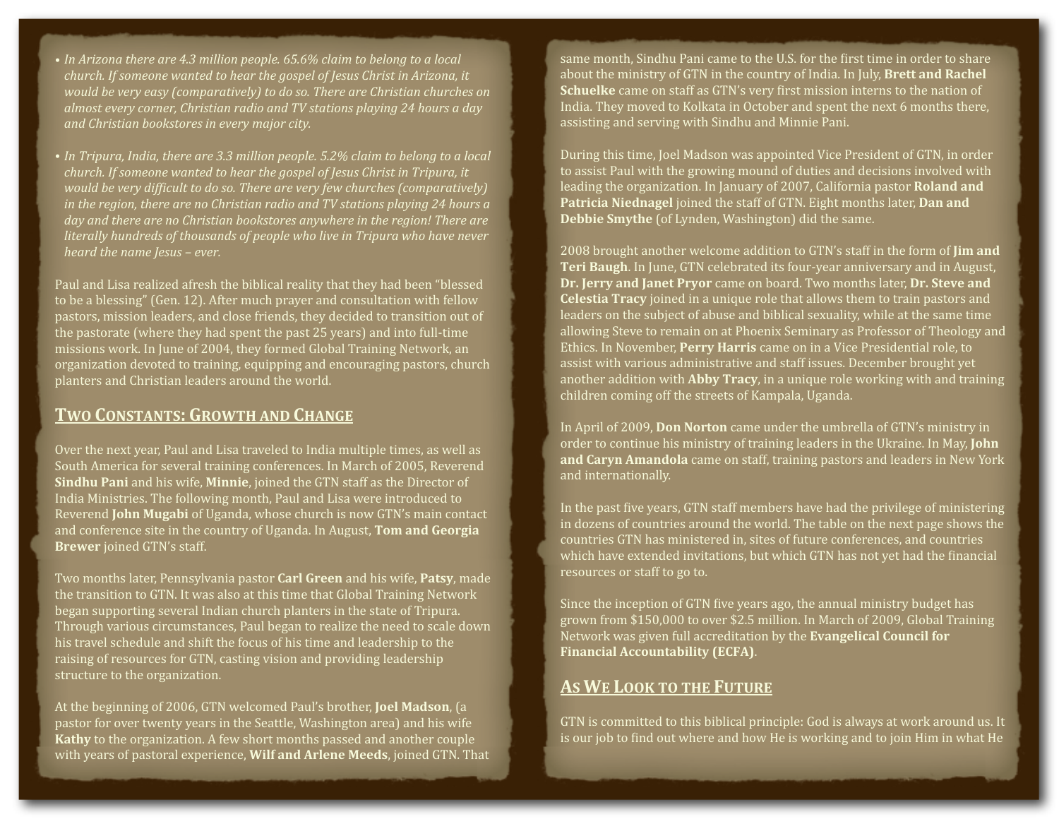- *In Arizona there are 4.3 million people. 65.6% claim to belong to a local church. If someone wanted to hear the gospel of Jesus Christ in Arizona, it would be very easy (comparatively) to do so. There are Christian churches on almost every corner, Christian radio and TV stations playing 24 hours a day and Christian bookstores in every major city.*

- *In Tripura, India, there are 3.3 million people. 5.2% claim to belong to a local church. If someone wanted to hear the gospel of Jesus Christ in Tripura, it would be very difficult to do so. There are very few churches (comparatively) in the region, there are no Christian radio and TV stations playing 24 hours a day and there are no Christian bookstores anywhere in the region! There are literally hundreds of thousands of people who live in Tripura who have never heard the name Jesus – ever.*

Paul and Lisa realized afresh the biblical reality that they had been "blessed to be a blessing" (Gen. 12). After much prayer and consultation with fellow pastors, mission leaders, and close friends, they decided to transition out of the pastorate (where they had spent the past 25 years) and into full-time missions work. In June of 2004, they formed Global Training Network, an organization devoted to training, equipping and encouraging pastors, church planters and Christian leaders around the world.

## Two Constants: Growth and Change

Over the next year, Paul and Lisa traveled to India multiple times, as well as South America for several training conferences. In March of 2005, Reverend **Sindhu Pani** and his wife, **Minnie**, joined the GTN staff as the Director of India Ministries. The following month, Paul and Lisa were introduced to Reverend **John Mugabi** of Uganda, whose church is now GTN's main contact and conference site in the country of Uganda. In August, **Tom and Georgia Brewer** joined GTN's staff.

Two months later, Pennsylvania pastor **Carl Green** and his wife, **Patsy**, made the transition to GTN. It was also at this time that Global Training Network began supporting several Indian church planters in the state of Tripura. Through various circumstances, Paul began to realize the need to scale down his travel schedule and shift the focus of his time and leadership to the raising of resources for GTN, casting vision and providing leadership structure to the organization.

At the beginning of 2006, GTN welcomed Paul's brother, **Joel Madson**, (a pastor for over twenty years in the Seattle, Washington area) and his wife **Kathy** to the organization. A few short months passed and another couple with years of pastoral experience, **Wilf and Arlene Meeds**, joined GTN. That same month, Sindhu Pani came to the U.S. for the first time in order to share about the ministry of GTN in the country of India. In July, **Brett and Rachel Schuelke** came on staff as GTN's very first mission interns to the nation of India. They moved to Kolkata in October and spent the next 6 months there, assisting and serving with Sindhu and Minnie Pani.

During this time, Joel Madson was appointed Vice President of GTN, in order to assist Paul with the growing mound of duties and decisions involved with leading the organization. In January of 2007, California pastor **Roland and Patricia Niednagel** joined the staff of GTN. Eight months later, **Dan and Debbie Smythe** (of Lynden, Washington) did the same.

2008 brought another welcome addition to GTN's staff in the form of **Jim and Teri Baugh**. In June, GTN celebrated its four-year anniversary and in August, **Dr. Jerry and Janet Pryor** came on board. Two months later, **Dr. Steve and Celestia Tracy** joined in a unique role that allows them to train pastors and leaders on the subject of abuse and biblical sexuality, while at the same time allowing Steve to remain on at Phoenix Seminary as Professor of Theology and Ethics. In November, **Perry Harris** came on in a Vice Presidential role, to assist with various administrative and staff issues. December brought yet another addition with **Abby Tracy**, in a unique role working with and training children coming off the streets of Kampala, Uganda.

In April of 2009, **Don Norton** came under the umbrella of GTN's ministry in order to continue his ministry of training leaders in the Ukraine. In May, **John and Caryn Amandola** came on staff, training pastors and leaders in New York and internationally.

In the past five years, GTN staff members have had the privilege of ministering in dozens of countries around the world. The table on the next page shows the countries GTN has ministered in, sites of future conferences, and countries which have extended invitations, but which GTN has not yet had the financial resources or staff to go to.

Since the inception of GTN five years ago, the annual ministry budget has grown from $150,000 to over $2.5 million. In March of 2009, Global Training Network was given full accreditation by the **Evangelical Council for Financial Accountability (ECFA)**.

## As We Look to the Future

GTN is committed to this biblical principle: God is always at work around us. It is our job to find out where and how He is working and to join Him in what He